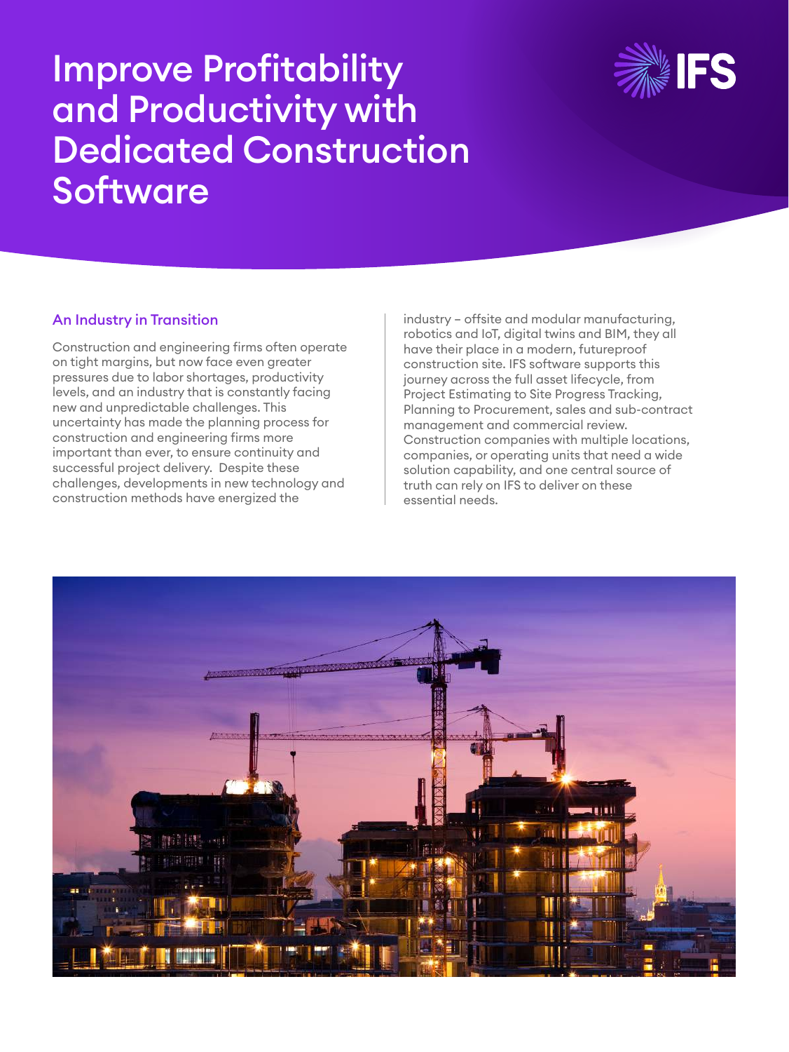# Improve Profitability and Productivity with Dedicated Construction Software

## An Industry in Transition

Construction and engineering firms often operate on tight margins, but now face even greater pressures due to labor shortages, productivity levels, and an industry that is constantly facing new and unpredictable challenges. This uncertainty has made the planning process for construction and engineering firms more important than ever, to ensure continuity and successful project delivery. Despite these challenges, developments in new technology and construction methods have energized the industry – offsite and modular manufacturing, robotics and IoT, digital twins and BIM, they all have their place in a modern, futureproof construction site. IFS software supports this journey across the full asset lifecycle, from Project Estimating to Site Progress Tracking, Planning to Procurement, sales and sub-contract management and commercial review. Construction companies with multiple locations, companies, or operating units that need a wide solution capability, and one central source of truth can rely on IFS to deliver on these essential needs.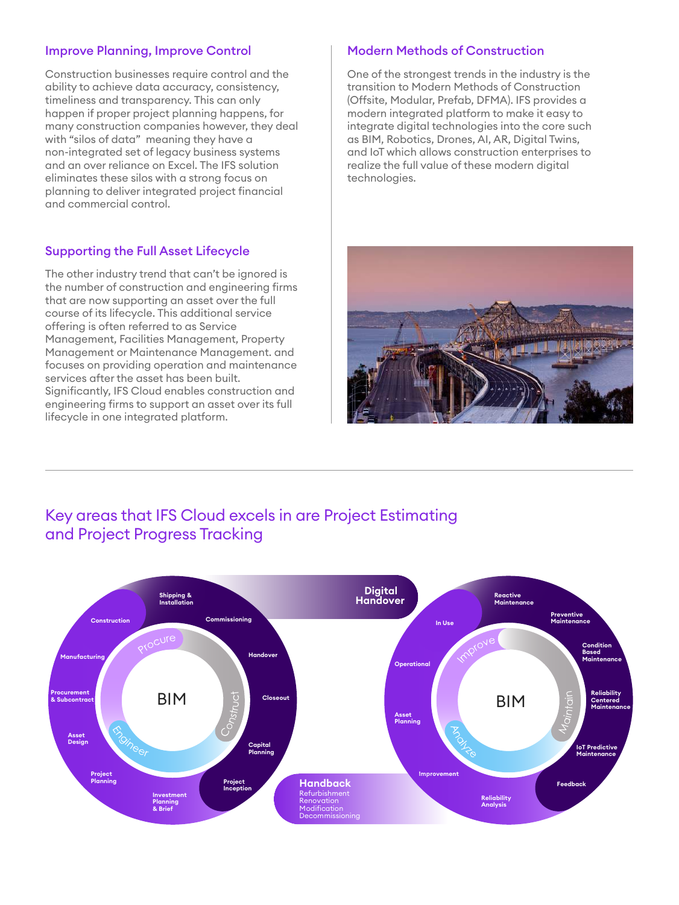## Improve Planning, Improve Control

Construction businesses require control and the ability to achieve data accuracy, consistency, timeliness and transparency. This can only happen if proper project planning happens, for many construction companies however, they deal with "silos of data" meaning they have a non-integrated set of legacy business systems and an over reliance on Excel. The IFS solution eliminates these silos with a strong focus on planning to deliver integrated project financial and commercial control.

## Supporting the Full Asset Lifecycle

The other industry trend that can't be ignored is the number of construction and engineering firms that are now supporting an asset over the full course of its lifecycle. This additional service offering is often referred to as Service Management, Facilities Management, Property Management or Maintenance Management. and focuses on providing operation and maintenance services after the asset has been built. Significantly, IFS Cloud enables construction and engineering firms to support an asset over its full lifecycle in one integrated platform.

## Modern Methods of Construction

One of the strongest trends in the industry is the transition to Modern Methods of Construction (Offsite, Modular, Prefab, DFMA). IFS provides a modern integrated platform to make it easy to integrate digital technologies into the core such as BIM, Robotics, Drones, AI, AR, Digital Twins, and IoT which allows construction enterprises to realize the full value of these modern digital technologies.

## Key areas that IFS Cloud excels in are Project Estimating and Project Progress Tracking

**BIM** — Engineer, Procure, Construct

- Investment Planning & Brief
- Project Planning
- Asset Design
- Procurement & Subcontract
- Manufacturing
- Construction
- Shipping & Installation
- Commissioning
- Handover
- Closeout
- Capital Planning
- Project Inception

**Digital Handover**

**BIM** — Analyze, Improve, Maintain

- Asset Planning
- Operational
- In Use
- Reactive Maintenance
- Preventive Maintenance
- Condition Based Maintenance
- Reliability Centered Maintenance
- IoT Predictive Maintenance
- Feedback
- Reliability Analysis
- Improvement

**Handback**
Refurbishment
Renovation
Modification
Decommissioning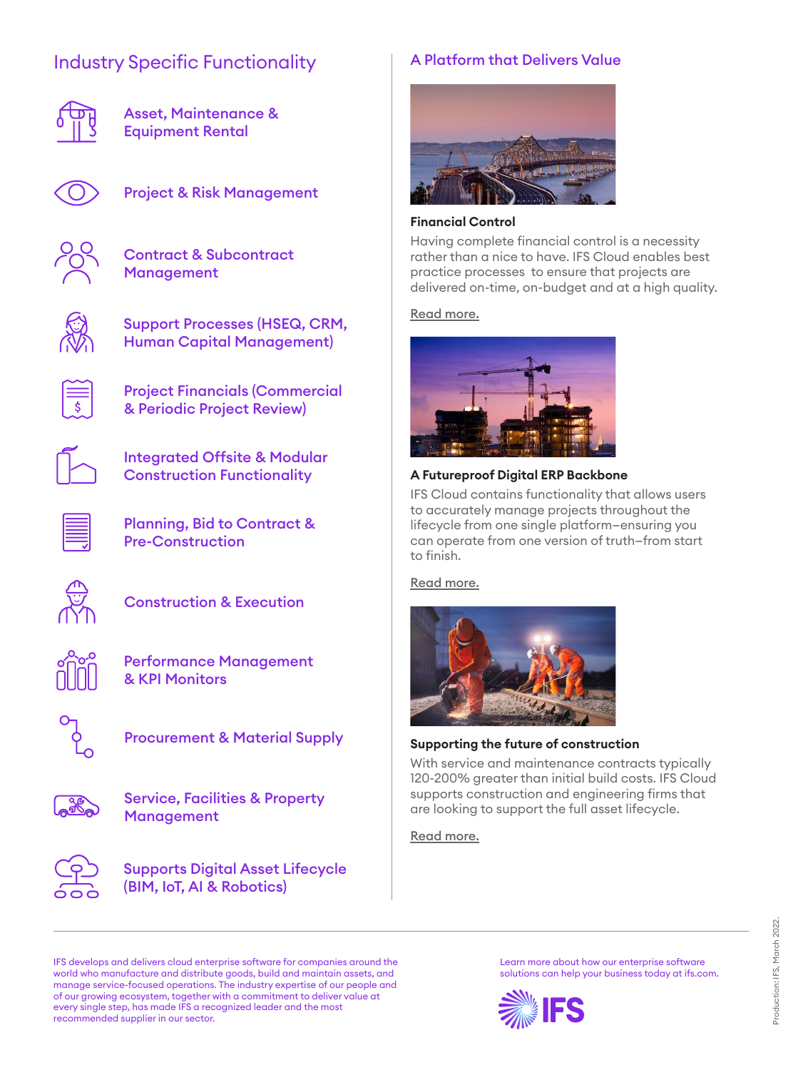## Industry Specific Functionality

- Asset, Maintenance & Equipment Rental
- Project & Risk Management
- Contract & Subcontract Management
- Support Processes (HSEQ, CRM, Human Capital Management)
- Project Financials (Commercial & Periodic Project Review)
- Integrated Offsite & Modular Construction Functionality
- Planning, Bid to Contract & Pre-Construction
- Construction & Execution
- Performance Management & KPI Monitors
- Procurement & Material Supply
- Service, Facilities & Property Management
- Supports Digital Asset Lifecycle (BIM, IoT, AI & Robotics)

## A Platform that Delivers Value

### Financial Control

Having complete financial control is a necessity rather than a nice to have. IFS Cloud enables best practice processes to ensure that projects are delivered on-time, on-budget and at a high quality.

Read more.

### A Futureproof Digital ERP Backbone

IFS Cloud contains functionality that allows users to accurately manage projects throughout the lifecycle from one single platform–ensuring you can operate from one version of truth–from start to finish.

Read more.

### Supporting the future of construction

With service and maintenance contracts typically 120-200% greater than initial build costs. IFS Cloud supports construction and engineering firms that are looking to support the full asset lifecycle.

Read more.

---

IFS develops and delivers cloud enterprise software for companies around the world who manufacture and distribute goods, build and maintain assets, and manage service-focused operations. The industry expertise of our people and of our growing ecosystem, together with a commitment to deliver value at every single step, has made IFS a recognized leader and the most recommended supplier in our sector.

Learn more about how our enterprise software solutions can help your business today at ifs.com.

IFS

Production: IFS, March 2022.